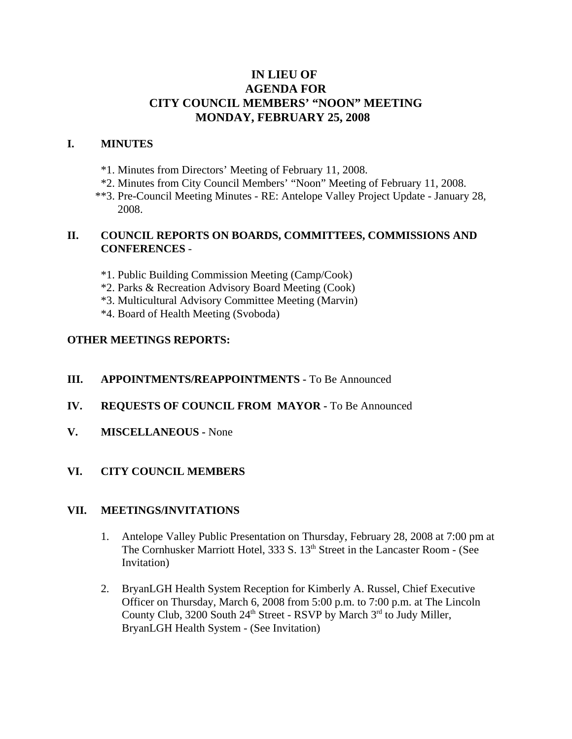# IN LIEU OF
# AGENDA FOR
# CITY COUNCIL MEMBERS' "NOON" MEETING
# MONDAY, FEBRUARY 25, 2008

## I. MINUTES

*1. Minutes from Directors' Meeting of February 11, 2008.
*2. Minutes from City Council Members' "Noon" Meeting of February 11, 2008.
**3. Pre-Council Meeting Minutes - RE: Antelope Valley Project Update - January 28, 2008.

## II. COUNCIL REPORTS ON BOARDS, COMMITTEES, COMMISSIONS AND CONFERENCES -

*1. Public Building Commission Meeting (Camp/Cook)
*2. Parks & Recreation Advisory Board Meeting (Cook)
*3. Multicultural Advisory Committee Meeting (Marvin)
*4. Board of Health Meeting (Svoboda)

**OTHER MEETINGS REPORTS:**

## III. APPOINTMENTS/REAPPOINTMENTS - To Be Announced

## IV. REQUESTS OF COUNCIL FROM MAYOR - To Be Announced

## V. MISCELLANEOUS - None

## VI. CITY COUNCIL MEMBERS

## VII. MEETINGS/INVITATIONS

1. Antelope Valley Public Presentation on Thursday, February 28, 2008 at 7:00 pm at The Cornhusker Marriott Hotel, 333 S. 13th Street in the Lancaster Room - (See Invitation)

2. BryanLGH Health System Reception for Kimberly A. Russel, Chief Executive Officer on Thursday, March 6, 2008 from 5:00 p.m. to 7:00 p.m. at The Lincoln County Club, 3200 South 24th Street - RSVP by March 3rd to Judy Miller, BryanLGH Health System - (See Invitation)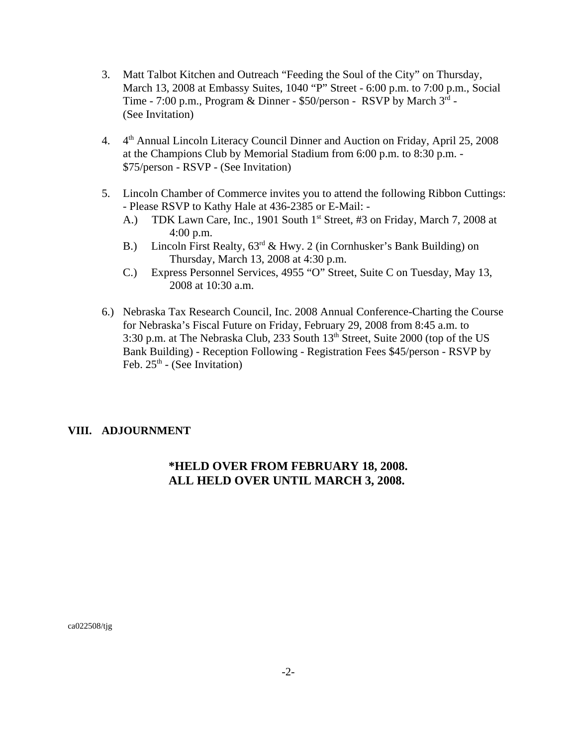3. Matt Talbot Kitchen and Outreach "Feeding the Soul of the City" on Thursday, March 13, 2008 at Embassy Suites, 1040 "P" Street - 6:00 p.m. to 7:00 p.m., Social Time - 7:00 p.m., Program & Dinner - $50/person - RSVP by March 3rd - (See Invitation)

4. 4th Annual Lincoln Literacy Council Dinner and Auction on Friday, April 25, 2008 at the Champions Club by Memorial Stadium from 6:00 p.m. to 8:30 p.m. - $75/person - RSVP - (See Invitation)

5. Lincoln Chamber of Commerce invites you to attend the following Ribbon Cuttings: - Please RSVP to Kathy Hale at 436-2385 or E-Mail: -
   - A.) TDK Lawn Care, Inc., 1901 South 1st Street, #3 on Friday, March 7, 2008 at 4:00 p.m.
   - B.) Lincoln First Realty, 63rd & Hwy. 2 (in Cornhusker's Bank Building) on Thursday, March 13, 2008 at 4:30 p.m.
   - C.) Express Personnel Services, 4955 "O" Street, Suite C on Tuesday, May 13, 2008 at 10:30 a.m.

6.) Nebraska Tax Research Council, Inc. 2008 Annual Conference-Charting the Course for Nebraska's Fiscal Future on Friday, February 29, 2008 from 8:45 a.m. to 3:30 p.m. at The Nebraska Club, 233 South 13th Street, Suite 2000 (top of the US Bank Building) - Reception Following - Registration Fees $45/person - RSVP by Feb. 25th - (See Invitation)

**VIII. ADJOURNMENT**

**\*HELD OVER FROM FEBRUARY 18, 2008.**
**ALL HELD OVER UNTIL MARCH 3, 2008.**

ca022508/tjg